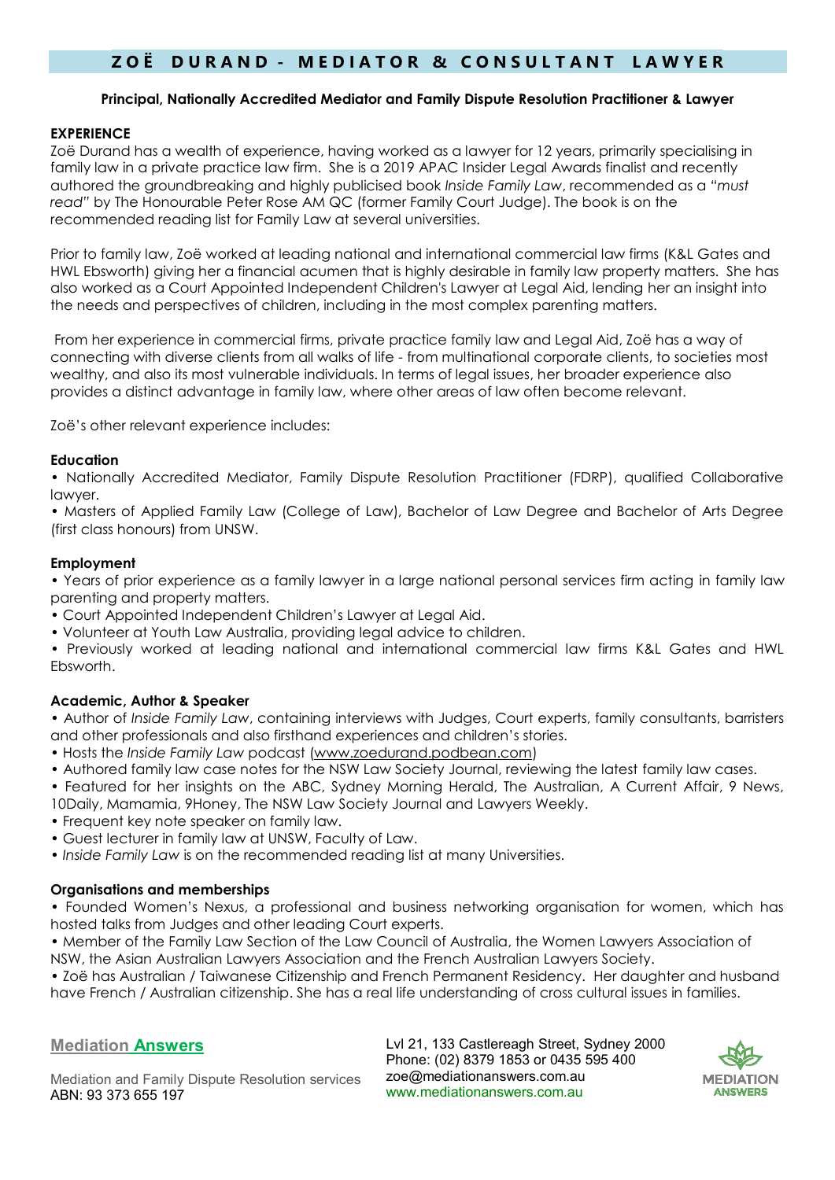# ZOË DURAND - MEDIATOR & CONSULTANT LAWYER

**Principal, Nationally Accredited Mediator and Family Dispute Resolution Practitioner & Lawyer**

**EXPERIENCE**

Zoë Durand has a wealth of experience, having worked as a lawyer for 12 years, primarily specialising in family law in a private practice law firm. She is a 2019 APAC Insider Legal Awards finalist and recently authored the groundbreaking and highly publicised book *Inside Family Law*, recommended as a *"must read"* by The Honourable Peter Rose AM QC (former Family Court Judge). The book is on the recommended reading list for Family Law at several universities.

Prior to family law, Zoë worked at leading national and international commercial law firms (K&L Gates and HWL Ebsworth) giving her a financial acumen that is highly desirable in family law property matters. She has also worked as a Court Appointed Independent Children's Lawyer at Legal Aid, lending her an insight into the needs and perspectives of children, including in the most complex parenting matters.

From her experience in commercial firms, private practice family law and Legal Aid, Zoë has a way of connecting with diverse clients from all walks of life - from multinational corporate clients, to societies most wealthy, and also its most vulnerable individuals. In terms of legal issues, her broader experience also provides a distinct advantage in family law, where other areas of law often become relevant.

Zoë's other relevant experience includes:

**Education**

- Nationally Accredited Mediator, Family Dispute Resolution Practitioner (FDRP), qualified Collaborative lawyer.
- Masters of Applied Family Law (College of Law), Bachelor of Law Degree and Bachelor of Arts Degree (first class honours) from UNSW.

**Employment**

- Years of prior experience as a family lawyer in a large national personal services firm acting in family law parenting and property matters.
- Court Appointed Independent Children's Lawyer at Legal Aid.
- Volunteer at Youth Law Australia, providing legal advice to children.
- Previously worked at leading national and international commercial law firms K&L Gates and HWL Ebsworth.

**Academic, Author & Speaker**

- Author of *Inside Family Law*, containing interviews with Judges, Court experts, family consultants, barristers and other professionals and also firsthand experiences and children's stories.
- Hosts the *Inside Family Law* podcast (www.zoedurand.podbean.com)
- Authored family law case notes for the NSW Law Society Journal, reviewing the latest family law cases.
- Featured for her insights on the ABC, Sydney Morning Herald, The Australian, A Current Affair, 9 News, 10Daily, Mamamia, 9Honey, The NSW Law Society Journal and Lawyers Weekly.
- Frequent key note speaker on family law.
- Guest lecturer in family law at UNSW, Faculty of Law.
- *Inside Family Law* is on the recommended reading list at many Universities.

**Organisations and memberships**

- Founded Women's Nexus, a professional and business networking organisation for women, which has hosted talks from Judges and other leading Court experts.
- Member of the Family Law Section of the Law Council of Australia, the Women Lawyers Association of NSW, the Asian Australian Lawyers Association and the French Australian Lawyers Society.
- Zoë has Australian / Taiwanese Citizenship and French Permanent Residency. Her daughter and husband have French / Australian citizenship. She has a real life understanding of cross cultural issues in families.

**Mediation Answers**

Mediation and Family Dispute Resolution services
ABN: 93 373 655 197

Lvl 21, 133 Castlereagh Street, Sydney 2000
Phone: (02) 8379 1853 or 0435 595 400
zoe@mediationanswers.com.au
www.mediationanswers.com.au

MEDIATION ANSWERS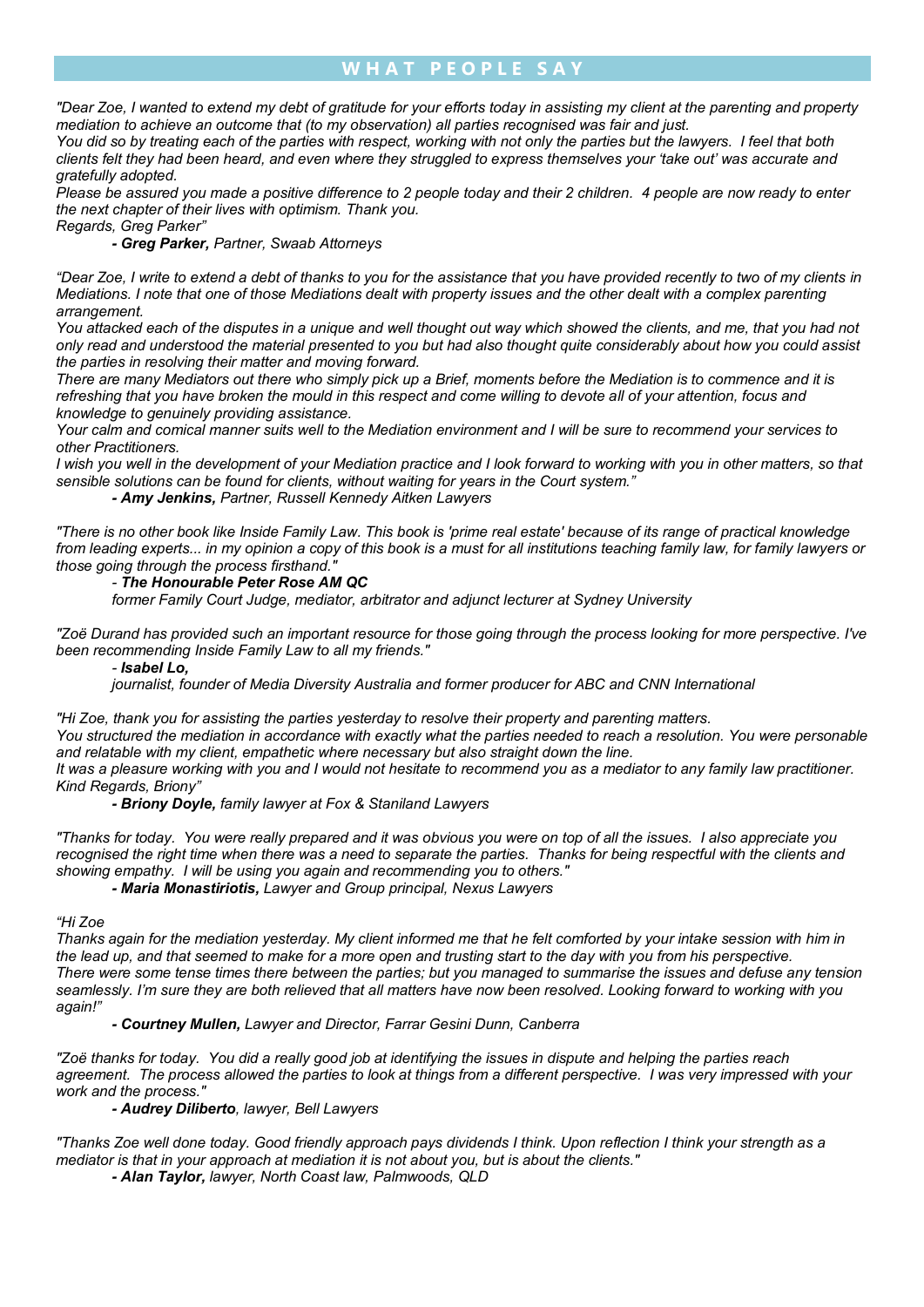## WHAT PEOPLE SAY

*"Dear Zoe, I wanted to extend my debt of gratitude for your efforts today in assisting my client at the parenting and property mediation to achieve an outcome that (to my observation) all parties recognised was fair and just.*
*You did so by treating each of the parties with respect, working with not only the parties but the lawyers. I feel that both clients felt they had been heard, and even where they struggled to express themselves your 'take out' was accurate and gratefully adopted.*
*Please be assured you made a positive difference to 2 people today and their 2 children. 4 people are now ready to enter the next chapter of their lives with optimism. Thank you.*
*Regards, Greg Parker"*

***- Greg Parker,** Partner, Swaab Attorneys*

*"Dear Zoe, I write to extend a debt of thanks to you for the assistance that you have provided recently to two of my clients in Mediations. I note that one of those Mediations dealt with property issues and the other dealt with a complex parenting arrangement.*
*You attacked each of the disputes in a unique and well thought out way which showed the clients, and me, that you had not only read and understood the material presented to you but had also thought quite considerably about how you could assist the parties in resolving their matter and moving forward.*
*There are many Mediators out there who simply pick up a Brief, moments before the Mediation is to commence and it is refreshing that you have broken the mould in this respect and come willing to devote all of your attention, focus and knowledge to genuinely providing assistance.*
*Your calm and comical manner suits well to the Mediation environment and I will be sure to recommend your services to other Practitioners.*
*I wish you well in the development of your Mediation practice and I look forward to working with you in other matters, so that sensible solutions can be found for clients, without waiting for years in the Court system."*

***- Amy Jenkins,** Partner, Russell Kennedy Aitken Lawyers*

*"There is no other book like Inside Family Law. This book is 'prime real estate' because of its range of practical knowledge from leading experts... in my opinion a copy of this book is a must for all institutions teaching family law, for family lawyers or those going through the process firsthand."*

*- **The Honourable Peter Rose AM QC***
*former Family Court Judge, mediator, arbitrator and adjunct lecturer at Sydney University*

*"Zoë Durand has provided such an important resource for those going through the process looking for more perspective. I've been recommending Inside Family Law to all my friends."*

*- **Isabel Lo,***
*journalist, founder of Media Diversity Australia and former producer for ABC and CNN International*

*"Hi Zoe, thank you for assisting the parties yesterday to resolve their property and parenting matters.*
*You structured the mediation in accordance with exactly what the parties needed to reach a resolution. You were personable and relatable with my client, empathetic where necessary but also straight down the line.*
*It was a pleasure working with you and I would not hesitate to recommend you as a mediator to any family law practitioner.*
*Kind Regards, Briony"*

***- Briony Doyle,** family lawyer at Fox & Staniland Lawyers*

*"Thanks for today. You were really prepared and it was obvious you were on top of all the issues. I also appreciate you recognised the right time when there was a need to separate the parties. Thanks for being respectful with the clients and showing empathy. I will be using you again and recommending you to others."*

***- Maria Monastiriotis,** Lawyer and Group principal, Nexus Lawyers*

*"Hi Zoe*
*Thanks again for the mediation yesterday. My client informed me that he felt comforted by your intake session with him in the lead up, and that seemed to make for a more open and trusting start to the day with you from his perspective.*
*There were some tense times there between the parties; but you managed to summarise the issues and defuse any tension seamlessly. I'm sure they are both relieved that all matters have now been resolved. Looking forward to working with you again!"*

***- Courtney Mullen,** Lawyer and Director, Farrar Gesini Dunn, Canberra*

*"Zoë thanks for today. You did a really good job at identifying the issues in dispute and helping the parties reach agreement. The process allowed the parties to look at things from a different perspective. I was very impressed with your work and the process."*

***- Audrey Diliberto**, lawyer, Bell Lawyers*

*"Thanks Zoe well done today. Good friendly approach pays dividends I think. Upon reflection I think your strength as a mediator is that in your approach at mediation it is not about you, but is about the clients."*

***- Alan Taylor,** lawyer, North Coast law, Palmwoods, QLD*